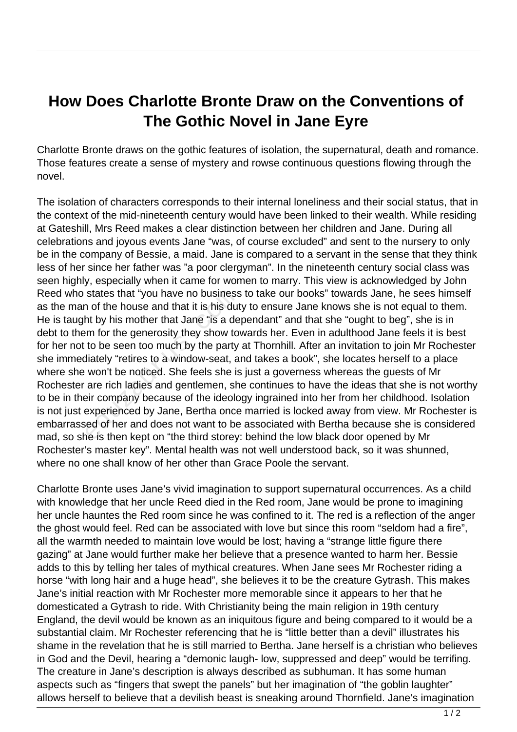# How Does Charlotte Bronte Draw on the Conventions of The Gothic Novel in Jane Eyre

Charlotte Bronte draws on the gothic features of isolation, the supernatural, death and romance. Those features create a sense of mystery and rowse continuous questions flowing through the novel.

The isolation of characters corresponds to their internal loneliness and their social status, that in the context of the mid-nineteenth century would have been linked to their wealth. While residing at Gateshill, Mrs Reed makes a clear distinction between her children and Jane. During all celebrations and joyous events Jane "was, of course excluded" and sent to the nursery to only be in the company of Bessie, a maid. Jane is compared to a servant in the sense that they think less of her since her father was "a poor clergyman". In the nineteenth century social class was seen highly, especially when it came for women to marry. This view is acknowledged by John Reed who states that "you have no business to take our books" towards Jane, he sees himself as the man of the house and that it is his duty to ensure Jane knows she is not equal to them. He is taught by his mother that Jane "is a dependant" and that she "ought to beg", she is in debt to them for the generosity they show towards her. Even in adulthood Jane feels it is best for her not to be seen too much by the party at Thornhill. After an invitation to join Mr Rochester she immediately "retires to a window-seat, and takes a book", she locates herself to a place where she won't be noticed. She feels she is just a governess whereas the guests of Mr Rochester are rich ladies and gentlemen, she continues to have the ideas that she is not worthy to be in their company because of the ideology ingrained into her from her childhood. Isolation is not just experienced by Jane, Bertha once married is locked away from view. Mr Rochester is embarrassed of her and does not want to be associated with Bertha because she is considered mad, so she is then kept on "the third storey: behind the low black door opened by Mr Rochester's master key". Mental health was not well understood back, so it was shunned, where no one shall know of her other than Grace Poole the servant.

Charlotte Bronte uses Jane's vivid imagination to support supernatural occurrences. As a child with knowledge that her uncle Reed died in the Red room, Jane would be prone to imagining her uncle hauntes the Red room since he was confined to it. The red is a reflection of the anger the ghost would feel. Red can be associated with love but since this room "seldom had a fire", all the warmth needed to maintain love would be lost; having a "strange little figure there gazing" at Jane would further make her believe that a presence wanted to harm her. Bessie adds to this by telling her tales of mythical creatures. When Jane sees Mr Rochester riding a horse "with long hair and a huge head", she believes it to be the creature Gytrash. This makes Jane's initial reaction with Mr Rochester more memorable since it appears to her that he domesticated a Gytrash to ride. With Christianity being the main religion in 19th century England, the devil would be known as an iniquitous figure and being compared to it would be a substantial claim. Mr Rochester referencing that he is "little better than a devil" illustrates his shame in the revelation that he is still married to Bertha. Jane herself is a christian who believes in God and the Devil, hearing a "demonic laugh- low, suppressed and deep" would be terrifing. The creature in Jane's description is always described as subhuman. It has some human aspects such as "fingers that swept the panels" but her imagination of "the goblin laughter" allows herself to believe that a devilish beast is sneaking around Thornfield. Jane's imagination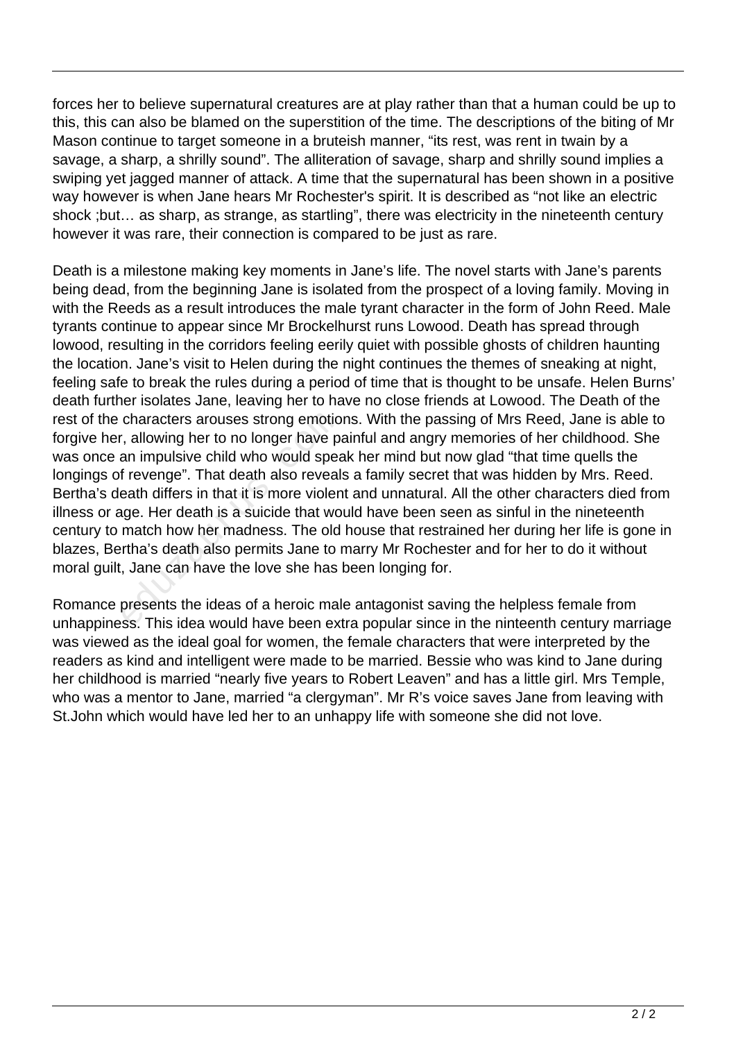forces her to believe supernatural creatures are at play rather than that a human could be up to this, this can also be blamed on the superstition of the time. The descriptions of the biting of Mr Mason continue to target someone in a bruteish manner, “its rest, was rent in twain by a savage, a sharp, a shrilly sound”. The alliteration of savage, sharp and shrilly sound implies a swiping yet jagged manner of attack. A time that the supernatural has been shown in a positive way however is when Jane hears Mr Rochester's spirit. It is described as “not like an electric shock ;but… as sharp, as strange, as startling”, there was electricity in the nineteenth century however it was rare, their connection is compared to be just as rare.

Death is a milestone making key moments in Jane’s life. The novel starts with Jane’s parents being dead, from the beginning Jane is isolated from the prospect of a loving family. Moving in with the Reeds as a result introduces the male tyrant character in the form of John Reed. Male tyrants continue to appear since Mr Brockelhurst runs Lowood. Death has spread through lowood, resulting in the corridors feeling eerily quiet with possible ghosts of children haunting the location. Jane’s visit to Helen during the night continues the themes of sneaking at night, feeling safe to break the rules during a period of time that is thought to be unsafe. Helen Burns’ death further isolates Jane, leaving her to have no close friends at Lowood. The Death of the rest of the characters arouses strong emotions. With the passing of Mrs Reed, Jane is able to forgive her, allowing her to no longer have painful and angry memories of her childhood. She was once an impulsive child who would speak her mind but now glad “that time quells the longings of revenge”. That death also reveals a family secret that was hidden by Mrs. Reed. Bertha’s death differs in that it is more violent and unnatural. All the other characters died from illness or age. Her death is a suicide that would have been seen as sinful in the nineteenth century to match how her madness. The old house that restrained her during her life is gone in blazes, Bertha’s death also permits Jane to marry Mr Rochester and for her to do it without moral guilt, Jane can have the love she has been longing for.

Romance presents the ideas of a heroic male antagonist saving the helpless female from unhappiness. This idea would have been extra popular since in the ninteenth century marriage was viewed as the ideal goal for women, the female characters that were interpreted by the readers as kind and intelligent were made to be married. Bessie who was kind to Jane during her childhood is married “nearly five years to Robert Leaven” and has a little girl. Mrs Temple, who was a mentor to Jane, married “a clergyman”. Mr R’s voice saves Jane from leaving with St.John which would have led her to an unhappy life with someone she did not love.